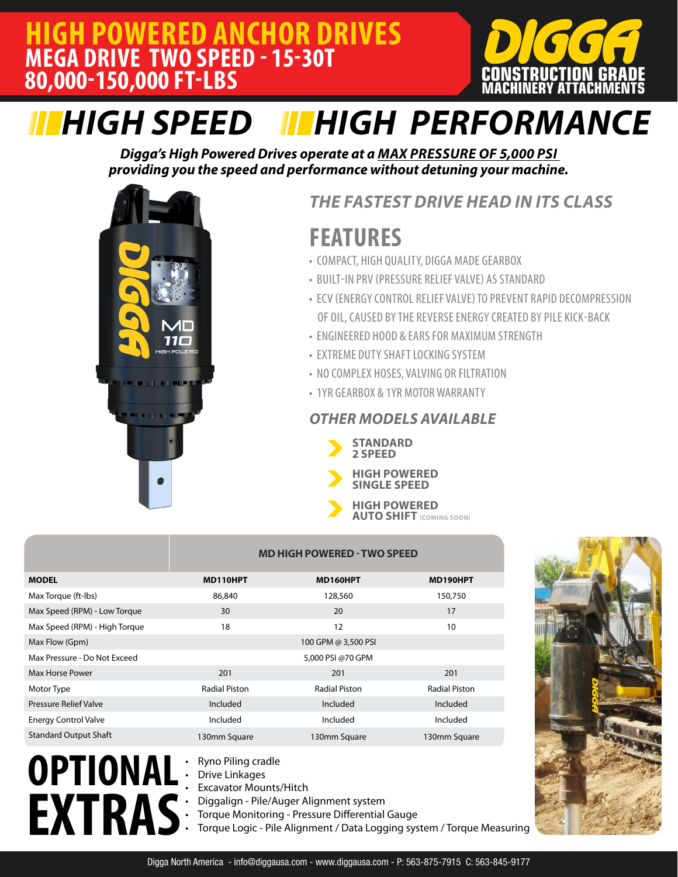# HIGH POWERED ANCHOR DRIVES

## MEGA DRIVE TWO SPEED - 15-30T

## 80,000-150,000 FT-LBS

DIGGA
CONSTRUCTION GRADE MACHINERY ATTACHMENTS

# HIGH SPEED HIGH PERFORMANCE

***Digga's High Powered Drives operate at a MAX PRESSURE OF 5,000 PSI providing you the speed and performance without detuning your machine.***

### *THE FASTEST DRIVE HEAD IN ITS CLASS*

## FEATURES

- COMPACT, HIGH QUALITY, DIGGA MADE GEARBOX
- BUILT-IN PRV (PRESSURE RELIEF VALVE) AS STANDARD
- ECV (ENERGY CONTROL RELIEF VALVE) TO PREVENT RAPID DECOMPRESSION OF OIL, CAUSED BY THE REVERSE ENERGY CREATED BY PILE KICK-BACK
- ENGINEERED HOOD & EARS FOR MAXIMUM STRENGTH
- EXTREME DUTY SHAFT LOCKING SYSTEM
- NO COMPLEX HOSES, VALVING OR FILTRATION
- 1YR GEARBOX & 1YR MOTOR WARRANTY

### *OTHER MODELS AVAILABLE*

- **STANDARD 2 SPEED**
- **HIGH POWERED SINGLE SPEED**
- **HIGH POWERED AUTO SHIFT** (COMING SOON)

| | MD HIGH POWERED - TWO SPEED | | |
|---|---|---|---|
| **MODEL** | **MD110HPT** | **MD160HPT** | **MD190HPT** |
| Max Torque (ft-lbs) | 86,840 | 128,560 | 150,750 |
| Max Speed (RPM) - Low Torque | 30 | 20 | 17 |
| Max Speed (RPM) - High Torque | 18 | 12 | 10 |
| Max Flow (Gpm) | 100 GPM @ 3,500 PSI | | |
| Max Pressure - Do Not Exceed | 5,000 PSI @70 GPM | | |
| Max Horse Power | 201 | 201 | 201 |
| Motor Type | Radial Piston | Radial Piston | Radial Piston |
| Pressure Relief Valve | Included | Included | Included |
| Energy Control Valve | Included | Included | Included |
| Standard Output Shaft | 130mm Square | 130mm Square | 130mm Square |

## OPTIONAL EXTRAS

- Ryno Piling cradle
- Drive Linkages
- Excavator Mounts/Hitch
- Diggalign - Pile/Auger Alignment system
- Torque Monitoring - Pressure Differential Gauge
- Torque Logic - Pile Alignment / Data Logging system / Torque Measuring

Digga North America - info@diggausa.com - www.diggausa.com - P: 563-875-7915 C: 563-845-9177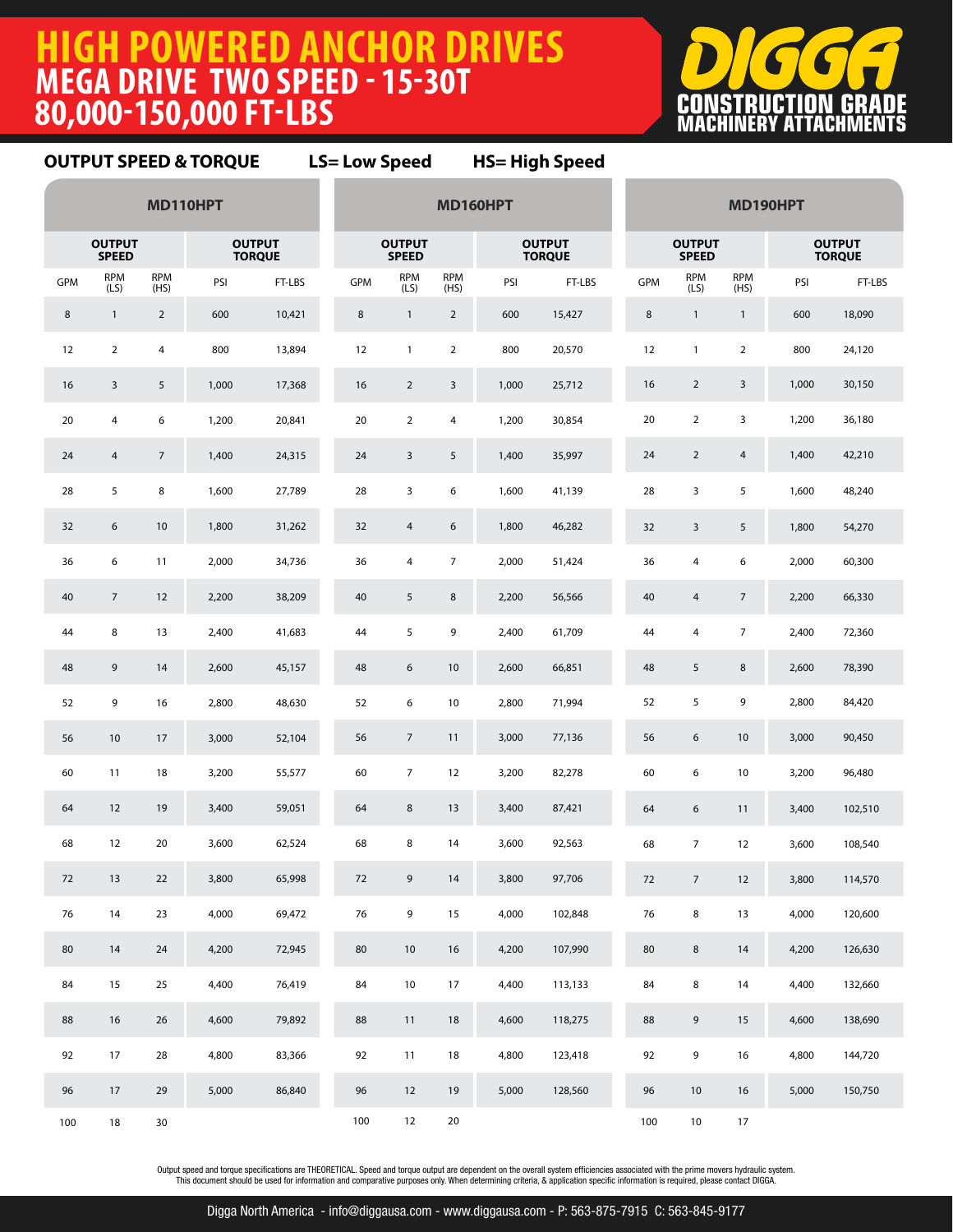# HIGH POWERED ANCHOR DRIVES

## MEGA DRIVE TWO SPEED - 15-30T

## 80,000-150,000 FT-LBS

DIGGA
CONSTRUCTION GRADE MACHINERY ATTACHMENTS

**OUTPUT SPEED & TORQUE** **LS= Low Speed** **HS= High Speed**

| MD110HPT | | | | | MD160HPT | | | | | MD190HPT | | | | |
|---|---|---|---|---|---|---|---|---|---|---|---|---|---|---|
| | OUTPUT SPEED | | OUTPUT TORQUE | | | OUTPUT SPEED | | OUTPUT TORQUE | | | OUTPUT SPEED | | OUTPUT TORQUE | |
| GPM | RPM (LS) | RPM (HS) | PSI | FT-LBS | GPM | RPM (LS) | RPM (HS) | PSI | FT-LBS | GPM | RPM (LS) | RPM (HS) | PSI | FT-LBS |
| 8 | 1 | 2 | 600 | 10,421 | 8 | 1 | 2 | 600 | 15,427 | 8 | 1 | 1 | 600 | 18,090 |
| 12 | 2 | 4 | 800 | 13,894 | 12 | 1 | 2 | 800 | 20,570 | 12 | 1 | 2 | 800 | 24,120 |
| 16 | 3 | 5 | 1,000 | 17,368 | 16 | 2 | 3 | 1,000 | 25,712 | 16 | 2 | 3 | 1,000 | 30,150 |
| 20 | 4 | 6 | 1,200 | 20,841 | 20 | 2 | 4 | 1,200 | 30,854 | 20 | 2 | 3 | 1,200 | 36,180 |
| 24 | 4 | 7 | 1,400 | 24,315 | 24 | 3 | 5 | 1,400 | 35,997 | 24 | 2 | 4 | 1,400 | 42,210 |
| 28 | 5 | 8 | 1,600 | 27,789 | 28 | 3 | 6 | 1,600 | 41,139 | 28 | 3 | 5 | 1,600 | 48,240 |
| 32 | 6 | 10 | 1,800 | 31,262 | 32 | 4 | 6 | 1,800 | 46,282 | 32 | 3 | 5 | 1,800 | 54,270 |
| 36 | 6 | 11 | 2,000 | 34,736 | 36 | 4 | 7 | 2,000 | 51,424 | 36 | 4 | 6 | 2,000 | 60,300 |
| 40 | 7 | 12 | 2,200 | 38,209 | 40 | 5 | 8 | 2,200 | 56,566 | 40 | 4 | 7 | 2,200 | 66,330 |
| 44 | 8 | 13 | 2,400 | 41,683 | 44 | 5 | 9 | 2,400 | 61,709 | 44 | 4 | 7 | 2,400 | 72,360 |
| 48 | 9 | 14 | 2,600 | 45,157 | 48 | 6 | 10 | 2,600 | 66,851 | 48 | 5 | 8 | 2,600 | 78,390 |
| 52 | 9 | 16 | 2,800 | 48,630 | 52 | 6 | 10 | 2,800 | 71,994 | 52 | 5 | 9 | 2,800 | 84,420 |
| 56 | 10 | 17 | 3,000 | 52,104 | 56 | 7 | 11 | 3,000 | 77,136 | 56 | 6 | 10 | 3,000 | 90,450 |
| 60 | 11 | 18 | 3,200 | 55,577 | 60 | 7 | 12 | 3,200 | 82,278 | 60 | 6 | 10 | 3,200 | 96,480 |
| 64 | 12 | 19 | 3,400 | 59,051 | 64 | 8 | 13 | 3,400 | 87,421 | 64 | 6 | 11 | 3,400 | 102,510 |
| 68 | 12 | 20 | 3,600 | 62,524 | 68 | 8 | 14 | 3,600 | 92,563 | 68 | 7 | 12 | 3,600 | 108,540 |
| 72 | 13 | 22 | 3,800 | 65,998 | 72 | 9 | 14 | 3,800 | 97,706 | 72 | 7 | 12 | 3,800 | 114,570 |
| 76 | 14 | 23 | 4,000 | 69,472 | 76 | 9 | 15 | 4,000 | 102,848 | 76 | 8 | 13 | 4,000 | 120,600 |
| 80 | 14 | 24 | 4,200 | 72,945 | 80 | 10 | 16 | 4,200 | 107,990 | 80 | 8 | 14 | 4,200 | 126,630 |
| 84 | 15 | 25 | 4,400 | 76,419 | 84 | 10 | 17 | 4,400 | 113,133 | 84 | 8 | 14 | 4,400 | 132,660 |
| 88 | 16 | 26 | 4,600 | 79,892 | 88 | 11 | 18 | 4,600 | 118,275 | 88 | 9 | 15 | 4,600 | 138,690 |
| 92 | 17 | 28 | 4,800 | 83,366 | 92 | 11 | 18 | 4,800 | 123,418 | 92 | 9 | 16 | 4,800 | 144,720 |
| 96 | 17 | 29 | 5,000 | 86,840 | 96 | 12 | 19 | 5,000 | 128,560 | 96 | 10 | 16 | 5,000 | 150,750 |
| 100 | 18 | 30 | | | 100 | 12 | 20 | | | 100 | 10 | 17 | | |

Output speed and torque specifications are THEORETICAL. Speed and torque output are dependent on the overall system efficiencies associated with the prime movers hydraulic system. This document should be used for information and comparative purposes only. When determining criteria, & application specific information is required, please contact DIGGA.

Digga North America - info@diggausa.com - www.diggausa.com - P: 563-875-7915 C: 563-845-9177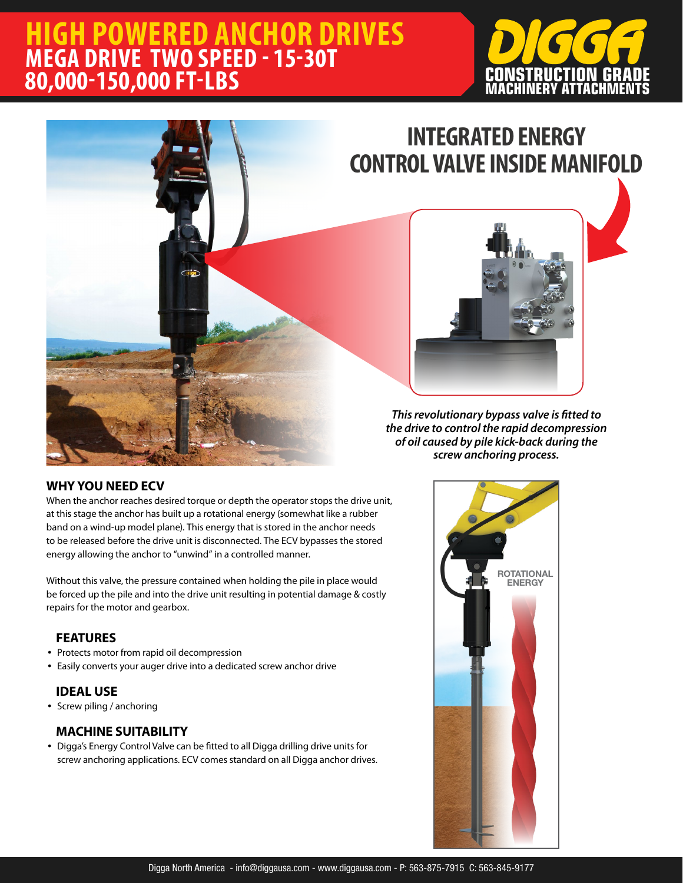# HIGH POWERED ANCHOR DRIVES

## MEGA DRIVE TWO SPEED - 15-30T 80,000-150,000 FT-LBS

DIGGA CONSTRUCTION GRADE MACHINERY ATTACHMENTS

## INTEGRATED ENERGY CONTROL VALVE INSIDE MANIFOLD

*This revolutionary bypass valve is fitted to the drive to control the rapid decompression of oil caused by pile kick-back during the screw anchoring process.*

### WHY YOU NEED ECV

When the anchor reaches desired torque or depth the operator stops the drive unit, at this stage the anchor has built up a rotational energy (somewhat like a rubber band on a wind-up model plane). This energy that is stored in the anchor needs to be released before the drive unit is disconnected. The ECV bypasses the stored energy allowing the anchor to "unwind" in a controlled manner.

Without this valve, the pressure contained when holding the pile in place would be forced up the pile and into the drive unit resulting in potential damage & costly repairs for the motor and gearbox.

ROTATIONAL ENERGY

### FEATURES

- Protects motor from rapid oil decompression
- Easily converts your auger drive into a dedicated screw anchor drive

### IDEAL USE

- Screw piling / anchoring

### MACHINE SUITABILITY

- Digga's Energy Control Valve can be fitted to all Digga drilling drive units for screw anchoring applications. ECV comes standard on all Digga anchor drives.

Digga North America - info@diggausa.com - www.diggausa.com - P: 563-875-7915 C: 563-845-9177